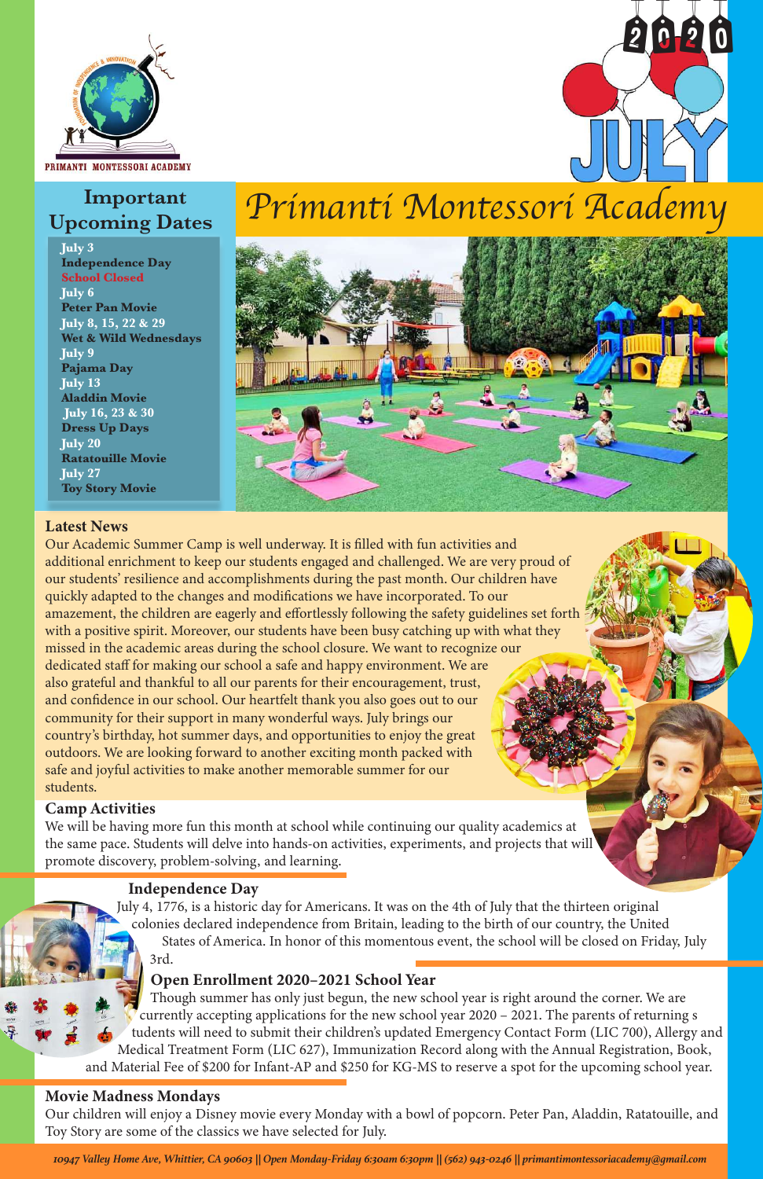PRIMANTI MONTESSORI ACADEMY

2020 JULY

# Primanti Montessori Academy

## Important Upcoming Dates

**July 3**
**Independence Day**
**School Closed**
**July 6**
**Peter Pan Movie**
**July 8, 15, 22 & 29**
**Wet & Wild Wednesdays**
**July 9**
**Pajama Day**
**July 13**
**Aladdin Movie**
**July 16, 23 & 30**
**Dress Up Days**
**July 20**
**Ratatouille Movie**
**July 27**
**Toy Story Movie**

### Latest News

Our Academic Summer Camp is well underway. It is filled with fun activities and additional enrichment to keep our students engaged and challenged. We are very proud of our students' resilience and accomplishments during the past month. Our children have quickly adapted to the changes and modifications we have incorporated. To our amazement, the children are eagerly and effortlessly following the safety guidelines set forth with a positive spirit. Moreover, our students have been busy catching up with what they missed in the academic areas during the school closure. We want to recognize our dedicated staff for making our school a safe and happy environment. We are also grateful and thankful to all our parents for their encouragement, trust, and confidence in our school. Our heartfelt thank you also goes out to our community for their support in many wonderful ways. July brings our country's birthday, hot summer days, and opportunities to enjoy the great outdoors. We are looking forward to another exciting month packed with safe and joyful activities to make another memorable summer for our students.

### Camp Activities

We will be having more fun this month at school while continuing our quality academics at the same pace. Students will delve into hands-on activities, experiments, and projects that will promote discovery, problem-solving, and learning.

### Independence Day

July 4, 1776, is a historic day for Americans. It was on the 4th of July that the thirteen original colonies declared independence from Britain, leading to the birth of our country, the United States of America. In honor of this momentous event, the school will be closed on Friday, July 3rd.

### Open Enrollment 2020–2021 School Year

Though summer has only just begun, the new school year is right around the corner. We are currently accepting applications for the new school year 2020 – 2021. The parents of returning students will need to submit their children's updated Emergency Contact Form (LIC 700), Allergy and Medical Treatment Form (LIC 627), Immunization Record along with the Annual Registration, Book, and Material Fee of $200 for Infant-AP and $250 for KG-MS to reserve a spot for the upcoming school year.

### Movie Madness Mondays

Our children will enjoy a Disney movie every Monday with a bowl of popcorn. Peter Pan, Aladdin, Ratatouille, and Toy Story are some of the classics we have selected for July.

*10947 Valley Home Ave, Whittier, CA 90603 || Open Monday-Friday 6:30am 6:30pm || (562) 943-0246 || primantimontessoriacademy@gmail.com*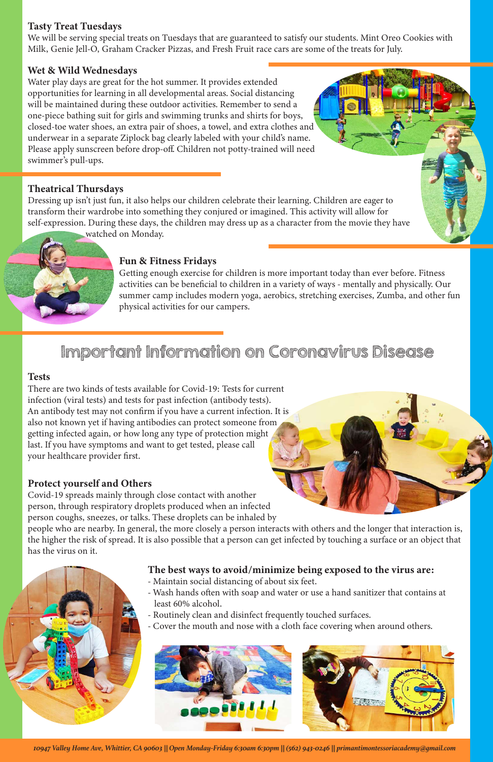### Tasty Treat Tuesdays

We will be serving special treats on Tuesdays that are guaranteed to satisfy our students. Mint Oreo Cookies with Milk, Genie Jell-O, Graham Cracker Pizzas, and Fresh Fruit race cars are some of the treats for July.

### Wet & Wild Wednesdays

Water play days are great for the hot summer. It provides extended opportunities for learning in all developmental areas. Social distancing will be maintained during these outdoor activities. Remember to send a one-piece bathing suit for girls and swimming trunks and shirts for boys, closed-toe water shoes, an extra pair of shoes, a towel, and extra clothes and underwear in a separate Ziplock bag clearly labeled with your child's name. Please apply sunscreen before drop-off. Children not potty-trained will need swimmer's pull-ups.

### Theatrical Thursdays

Dressing up isn't just fun, it also helps our children celebrate their learning. Children are eager to transform their wardrobe into something they conjured or imagined. This activity will allow for self-expression. During these days, the children may dress up as a character from the movie they have watched on Monday.

### Fun & Fitness Fridays

Getting enough exercise for children is more important today than ever before. Fitness activities can be beneficial to children in a variety of ways - mentally and physically. Our summer camp includes modern yoga, aerobics, stretching exercises, Zumba, and other fun physical activities for our campers.

## Important Information on Coronavirus Disease

### Tests

There are two kinds of tests available for Covid-19: Tests for current infection (viral tests) and tests for past infection (antibody tests). An antibody test may not confirm if you have a current infection. It is also not known yet if having antibodies can protect someone from getting infected again, or how long any type of protection might last. If you have symptoms and want to get tested, please call your healthcare provider first.

### Protect yourself and Others

Covid-19 spreads mainly through close contact with another person, through respiratory droplets produced when an infected person coughs, sneezes, or talks. These droplets can be inhaled by people who are nearby. In general, the more closely a person interacts with others and the longer that interaction is, the higher the risk of spread. It is also possible that a person can get infected by touching a surface or an object that has the virus on it.

### The best ways to avoid/minimize being exposed to the virus are:

- Maintain social distancing of about six feet.
- Wash hands often with soap and water or use a hand sanitizer that contains at least 60% alcohol.
- Routinely clean and disinfect frequently touched surfaces.
- Cover the mouth and nose with a cloth face covering when around others.

*10947 Valley Home Ave, Whittier, CA 90603 || Open Monday-Friday 6:30am 6:30pm || (562) 943-0246 || primantimontessoriacademy@gmail.com*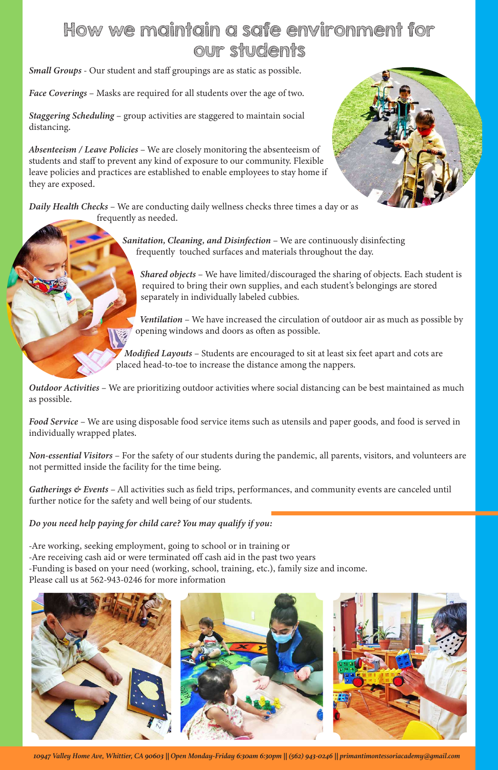# How we maintain a safe environment for our students

***Small Groups*** - Our student and staff groupings are as static as possible.

***Face Coverings*** – Masks are required for all students over the age of two.

***Staggering Scheduling*** – group activities are staggered to maintain social distancing.

***Absenteeism / Leave Policies*** – We are closely monitoring the absenteeism of students and staff to prevent any kind of exposure to our community. Flexible leave policies and practices are established to enable employees to stay home if they are exposed.

***Daily Health Checks*** – We are conducting daily wellness checks three times a day or as frequently as needed.

***Sanitation, Cleaning, and Disinfection*** – We are continuously disinfecting frequently touched surfaces and materials throughout the day.

***Shared objects*** – We have limited/discouraged the sharing of objects. Each student is required to bring their own supplies, and each student's belongings are stored separately in individually labeled cubbies.

***Ventilation*** – We have increased the circulation of outdoor air as much as possible by opening windows and doors as often as possible.

***Modified Layouts*** – Students are encouraged to sit at least six feet apart and cots are placed head-to-toe to increase the distance among the nappers.

***Outdoor Activities*** – We are prioritizing outdoor activities where social distancing can be best maintained as much as possible.

***Food Service*** – We are using disposable food service items such as utensils and paper goods, and food is served in individually wrapped plates.

***Non-essential Visitors*** – For the safety of our students during the pandemic, all parents, visitors, and volunteers are not permitted inside the facility for the time being.

***Gatherings & Events*** – All activities such as field trips, performances, and community events are canceled until further notice for the safety and well being of our students.

***Do you need help paying for child care? You may qualify if you:***

-Are working, seeking employment, going to school or in training or
-Are receiving cash aid or were terminated off cash aid in the past two years
-Funding is based on your need (working, school, training, etc.), family size and income.
Please call us at 562-943-0246 for more information

*10947 Valley Home Ave, Whittier, CA 90603 || Open Monday-Friday 6:30am 6:30pm || (562) 943-0246 || primantimontessoriacademy@gmail.com*